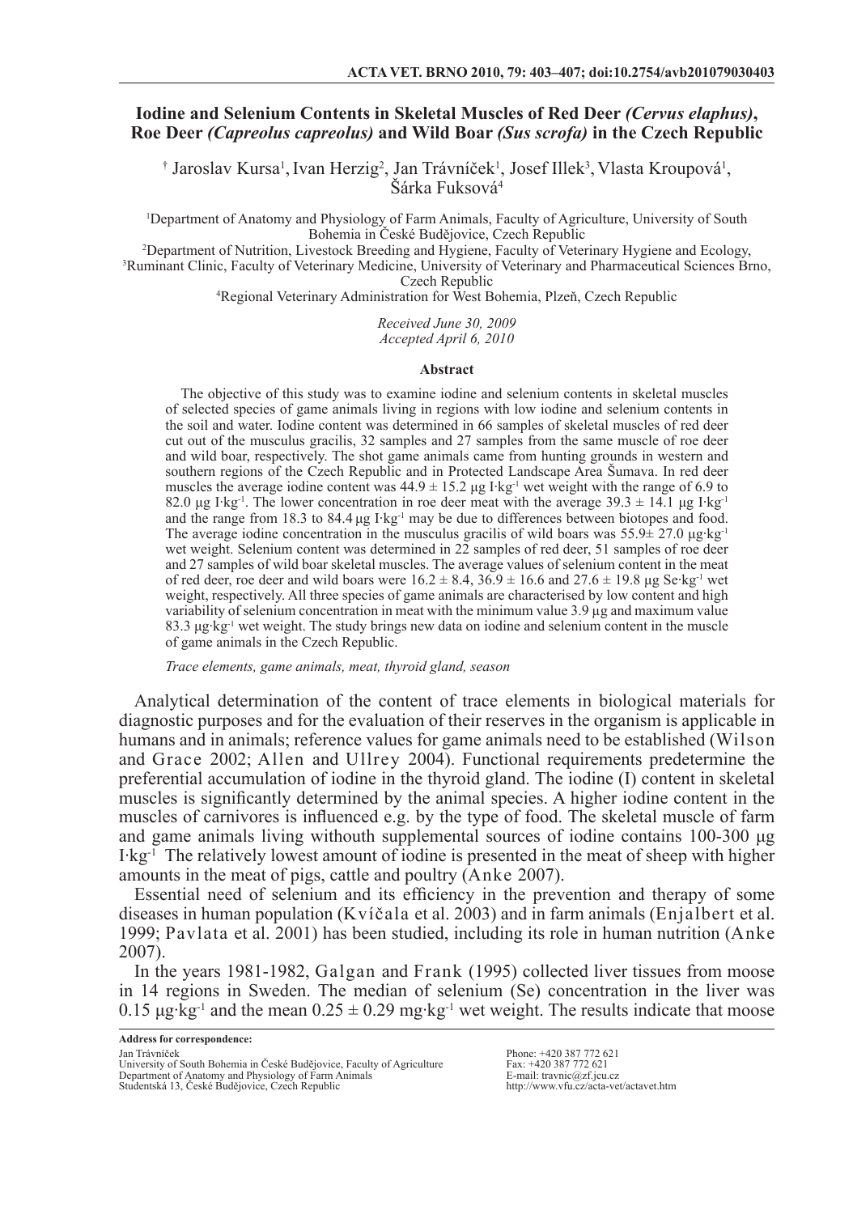# Iodine and Selenium Contents in Skeletal Muscles of Red Deer *(Cervus elaphus)*, Roe Deer *(Capreolus capreolus)* and Wild Boar *(Sus scrofa)* in the Czech Republic

† Jaroslav Kursa[1], Ivan Herzig[2], Jan Trávníček[1], Josef Illek[3], Vlasta Kroupová[1], Šárka Fuksová[4]

[1]Department of Anatomy and Physiology of Farm Animals, Faculty of Agriculture, University of South Bohemia in České Budějovice, Czech Republic
[2]Department of Nutrition, Livestock Breeding and Hygiene, Faculty of Veterinary Hygiene and Ecology,
[3]Ruminant Clinic, Faculty of Veterinary Medicine, University of Veterinary and Pharmaceutical Sciences Brno, Czech Republic
[4]Regional Veterinary Administration for West Bohemia, Plzeň, Czech Republic

*Received June 30, 2009*
*Accepted April 6, 2010*

## Abstract

The objective of this study was to examine iodine and selenium contents in skeletal muscles of selected species of game animals living in regions with low iodine and selenium contents in the soil and water. Iodine content was determined in 66 samples of skeletal muscles of red deer cut out of the musculus gracilis, 32 samples and 27 samples from the same muscle of roe deer and wild boar, respectively. The shot game animals came from hunting grounds in western and southern regions of the Czech Republic and in Protected Landscape Area Šumava. In red deer muscles the average iodine content was $44.9 \pm 15.2$ µg I·kg$^{-1}$ wet weight with the range of 6.9 to 82.0 µg I·kg$^{-1}$. The lower concentration in roe deer meat with the average $39.3 \pm 14.1$ µg I·kg$^{-1}$ and the range from 18.3 to 84.4 µg I·kg$^{-1}$ may be due to differences between biotopes and food. The average iodine concentration in the musculus gracilis of wild boars was $55.9 \pm 27.0$ µg·kg$^{-1}$ wet weight. Selenium content was determined in 22 samples of red deer, 51 samples of roe deer and 27 samples of wild boar skeletal muscles. The average values of selenium content in the meat of red deer, roe deer and wild boars were $16.2 \pm 8.4$, $36.9 \pm 16.6$ and $27.6 \pm 19.8$ µg Se·kg$^{-1}$ wet weight, respectively. All three species of game animals are characterised by low content and high variability of selenium concentration in meat with the minimum value 3.9 µg and maximum value 83.3 µg·kg$^{-1}$ wet weight. The study brings new data on iodine and selenium content in the muscle of game animals in the Czech Republic.

*Trace elements, game animals, meat, thyroid gland, season*

Analytical determination of the content of trace elements in biological materials for diagnostic purposes and for the evaluation of their reserves in the organism is applicable in humans and in animals; reference values for game animals need to be established (Wilson and Grace 2002; Allen and Ullrey 2004). Functional requirements predetermine the preferential accumulation of iodine in the thyroid gland. The iodine (I) content in skeletal muscles is significantly determined by the animal species. A higher iodine content in the muscles of carnivores is influenced e.g. by the type of food. The skeletal muscle of farm and game animals living withouth supplemental sources of iodine contains 100-300 µg I·kg$^{-1}$ The relatively lowest amount of iodine is presented in the meat of sheep with higher amounts in the meat of pigs, cattle and poultry (Anke 2007).

Essential need of selenium and its efficiency in the prevention and therapy of some diseases in human population (Kvíčala et al. 2003) and in farm animals (Enjalbert et al. 1999; Pavlata et al. 2001) has been studied, including its role in human nutrition (Anke 2007).

In the years 1981-1982, Galgan and Frank (1995) collected liver tissues from moose in 14 regions in Sweden. The median of selenium (Se) concentration in the liver was 0.15 µg·kg$^{-1}$ and the mean $0.25 \pm 0.29$ mg·kg$^{-1}$ wet weight. The results indicate that moose

**Address for correspondence:**
Jan Trávníček
University of South Bohemia in České Budějovice, Faculty of Agriculture
Department of Anatomy and Physiology of Farm Animals
Studentská 13, České Budějovice, Czech Republic

Phone: +420 387 772 621
Fax: +420 387 772 621
E-mail: travnic@zf.jcu.cz
http://www.vfu.cz/acta-vet/actavet.htm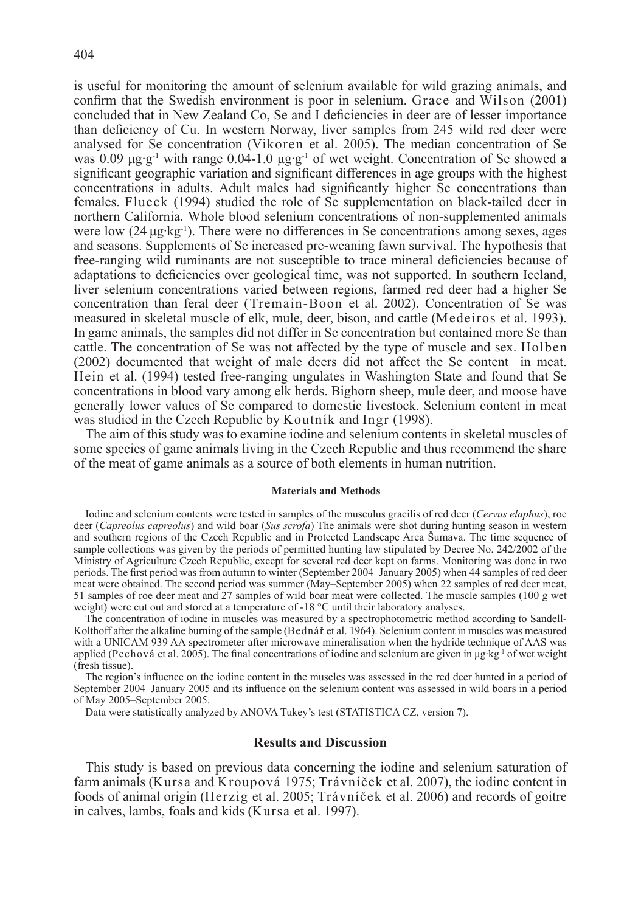is useful for monitoring the amount of selenium available for wild grazing animals, and confirm that the Swedish environment is poor in selenium. Grace and Wilson (2001) concluded that in New Zealand Co, Se and I deficiencies in deer are of lesser importance than deficiency of Cu. In western Norway, liver samples from 245 wild red deer were analysed for Se concentration (Vikoren et al. 2005). The median concentration of Se was 0.09 μg·g$^{-1}$ with range 0.04-1.0 μg·g$^{-1}$ of wet weight. Concentration of Se showed a significant geographic variation and significant differences in age groups with the highest concentrations in adults. Adult males had significantly higher Se concentrations than females. Flueck (1994) studied the role of Se supplementation on black-tailed deer in northern California. Whole blood selenium concentrations of non-supplemented animals were low (24 μg·kg$^{-1}$). There were no differences in Se concentrations among sexes, ages and seasons. Supplements of Se increased pre-weaning fawn survival. The hypothesis that free-ranging wild ruminants are not susceptible to trace mineral deficiencies because of adaptations to deficiencies over geological time, was not supported. In southern Iceland, liver selenium concentrations varied between regions, farmed red deer had a higher Se concentration than feral deer (Tremain-Boon et al. 2002). Concentration of Se was measured in skeletal muscle of elk, mule, deer, bison, and cattle (Medeiros et al. 1993). In game animals, the samples did not differ in Se concentration but contained more Se than cattle. The concentration of Se was not affected by the type of muscle and sex. Holben (2002) documented that weight of male deers did not affect the Se content in meat. Hein et al. (1994) tested free-ranging ungulates in Washington State and found that Se concentrations in blood vary among elk herds. Bighorn sheep, mule deer, and moose have generally lower values of Se compared to domestic livestock. Selenium content in meat was studied in the Czech Republic by Koutník and Ingr (1998).

The aim of this study was to examine iodine and selenium contents in skeletal muscles of some species of game animals living in the Czech Republic and thus recommend the share of the meat of game animals as a source of both elements in human nutrition.

## Materials and Methods

Iodine and selenium contents were tested in samples of the musculus gracilis of red deer (*Cervus elaphus*), roe deer (*Capreolus capreolus*) and wild boar (*Sus scrofa*) The animals were shot during hunting season in western and southern regions of the Czech Republic and in Protected Landscape Area Šumava. The time sequence of sample collections was given by the periods of permitted hunting law stipulated by Decree No. 242/2002 of the Ministry of Agriculture Czech Republic, except for several red deer kept on farms. Monitoring was done in two periods. The first period was from autumn to winter (September 2004–January 2005) when 44 samples of red deer meat were obtained. The second period was summer (May–September 2005) when 22 samples of red deer meat, 51 samples of roe deer meat and 27 samples of wild boar meat were collected. The muscle samples (100 g wet weight) were cut out and stored at a temperature of -18 °C until their laboratory analyses.

The concentration of iodine in muscles was measured by a spectrophotometric method according to Sandell-Kolthoff after the alkaline burning of the sample (Bednář et al. 1964). Selenium content in muscles was measured with a UNICAM 939 AA spectrometer after microwave mineralisation when the hydride technique of AAS was applied (Pechová et al. 2005). The final concentrations of iodine and selenium are given in μg·kg$^{-1}$ of wet weight (fresh tissue).

The region's influence on the iodine content in the muscles was assessed in the red deer hunted in a period of September 2004–January 2005 and its influence on the selenium content was assessed in wild boars in a period of May 2005–September 2005.

Data were statistically analyzed by ANOVA Tukey's test (STATISTICA CZ, version 7).

## Results and Discussion

This study is based on previous data concerning the iodine and selenium saturation of farm animals (Kursa and Kroupová 1975; Trávníček et al. 2007), the iodine content in foods of animal origin (Herzig et al. 2005; Trávníček et al. 2006) and records of goitre in calves, lambs, foals and kids (Kursa et al. 1997).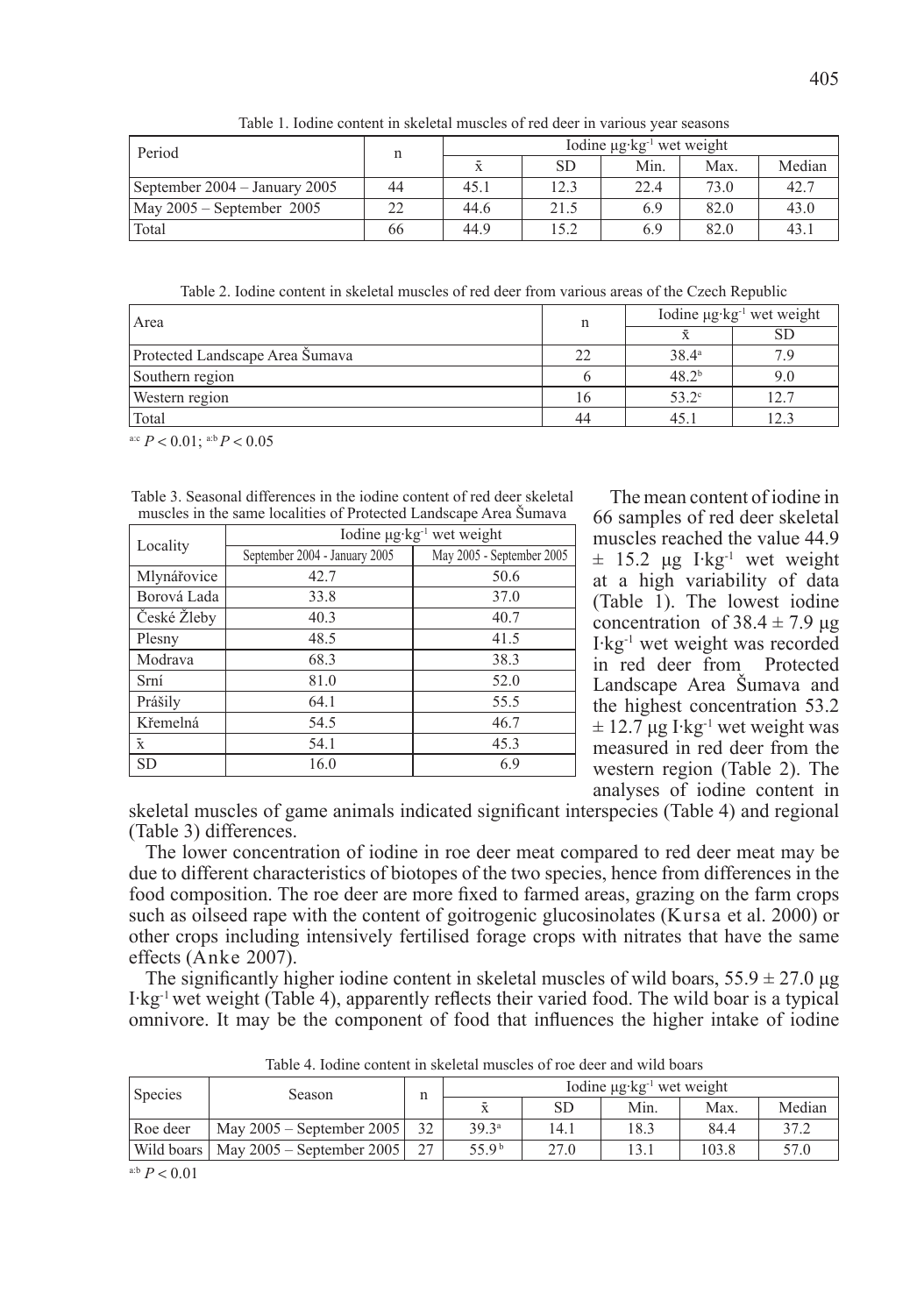Table 1. Iodine content in skeletal muscles of red deer in various year seasons

| Period | n | Iodine µg·kg$^{-1}$ wet weight | | | | |
|---|---|---|---|---|---|---|
| | | x̄ | SD | Min. | Max. | Median |
| September 2004 – January 2005 | 44 | 45.1 | 12.3 | 22.4 | 73.0 | 42.7 |
| May 2005 – September 2005 | 22 | 44.6 | 21.5 | 6.9 | 82.0 | 43.0 |
| Total | 66 | 44.9 | 15.2 | 6.9 | 82.0 | 43.1 |

Table 2. Iodine content in skeletal muscles of red deer from various areas of the Czech Republic

| Area | n | Iodine µg·kg$^{-1}$ wet weight | |
|---|---|---|---|
| | | x̄ | SD |
| Protected Landscape Area Šumava | 22 | 38.4[a] | 7.9 |
| Southern region | 6 | 48.2[b] | 9.0 |
| Western region | 16 | 53.2[c] | 12.7 |
| Total | 44 | 45.1 | 12.3 |

a:c $P < 0.01$; a:b $P < 0.05$

Table 3. Seasonal differences in the iodine content of red deer skeletal muscles in the same localities of Protected Landscape Area Šumava

| Locality | Iodine µg·kg$^{-1}$ wet weight | |
|---|---|---|
| | September 2004 - January 2005 | May 2005 - September 2005 |
| Mlynářovice | 42.7 | 50.6 |
| Borová Lada | 33.8 | 37.0 |
| České Žleby | 40.3 | 40.7 |
| Plesny | 48.5 | 41.5 |
| Modrava | 68.3 | 38.3 |
| Srní | 81.0 | 52.0 |
| Prášily | 64.1 | 55.5 |
| Křemelná | 54.5 | 46.7 |
| x̄ | 54.1 | 45.3 |
| SD | 16.0 | 6.9 |

The mean content of iodine in 66 samples of red deer skeletal muscles reached the value 44.9 ± 15.2 µg I·kg$^{-1}$ wet weight at a high variability of data (Table 1). The lowest iodine concentration of 38.4 ± 7.9 µg I·kg$^{-1}$ wet weight was recorded in red deer from Protected Landscape Area Šumava and the highest concentration 53.2 ± 12.7 µg I·kg$^{-1}$ wet weight was measured in red deer from the western region (Table 2). The analyses of iodine content in skeletal muscles of game animals indicated significant interspecies (Table 4) and regional (Table 3) differences.

The lower concentration of iodine in roe deer meat compared to red deer meat may be due to different characteristics of biotopes of the two species, hence from differences in the food composition. The roe deer are more fixed to farmed areas, grazing on the farm crops such as oilseed rape with the content of goitrogenic glucosinolates (Kursa et al. 2000) or other crops including intensively fertilised forage crops with nitrates that have the same effects (Anke 2007).

The significantly higher iodine content in skeletal muscles of wild boars, 55.9 ± 27.0 µg I·kg$^{-1}$ wet weight (Table 4), apparently reflects their varied food. The wild boar is a typical omnivore. It may be the component of food that influences the higher intake of iodine

Table 4. Iodine content in skeletal muscles of roe deer and wild boars

| Species | Season | n | Iodine µg·kg$^{-1}$ wet weight | | | | |
|---|---|---|---|---|---|---|---|
| | | | x̄ | SD | Min. | Max. | Median |
| Roe deer | May 2005 – September 2005 | 32 | 39.3[a] | 14.1 | 18.3 | 84.4 | 37.2 |
| Wild boars | May 2005 – September 2005 | 27 | 55.9[b] | 27.0 | 13.1 | 103.8 | 57.0 |

a:b $P < 0.01$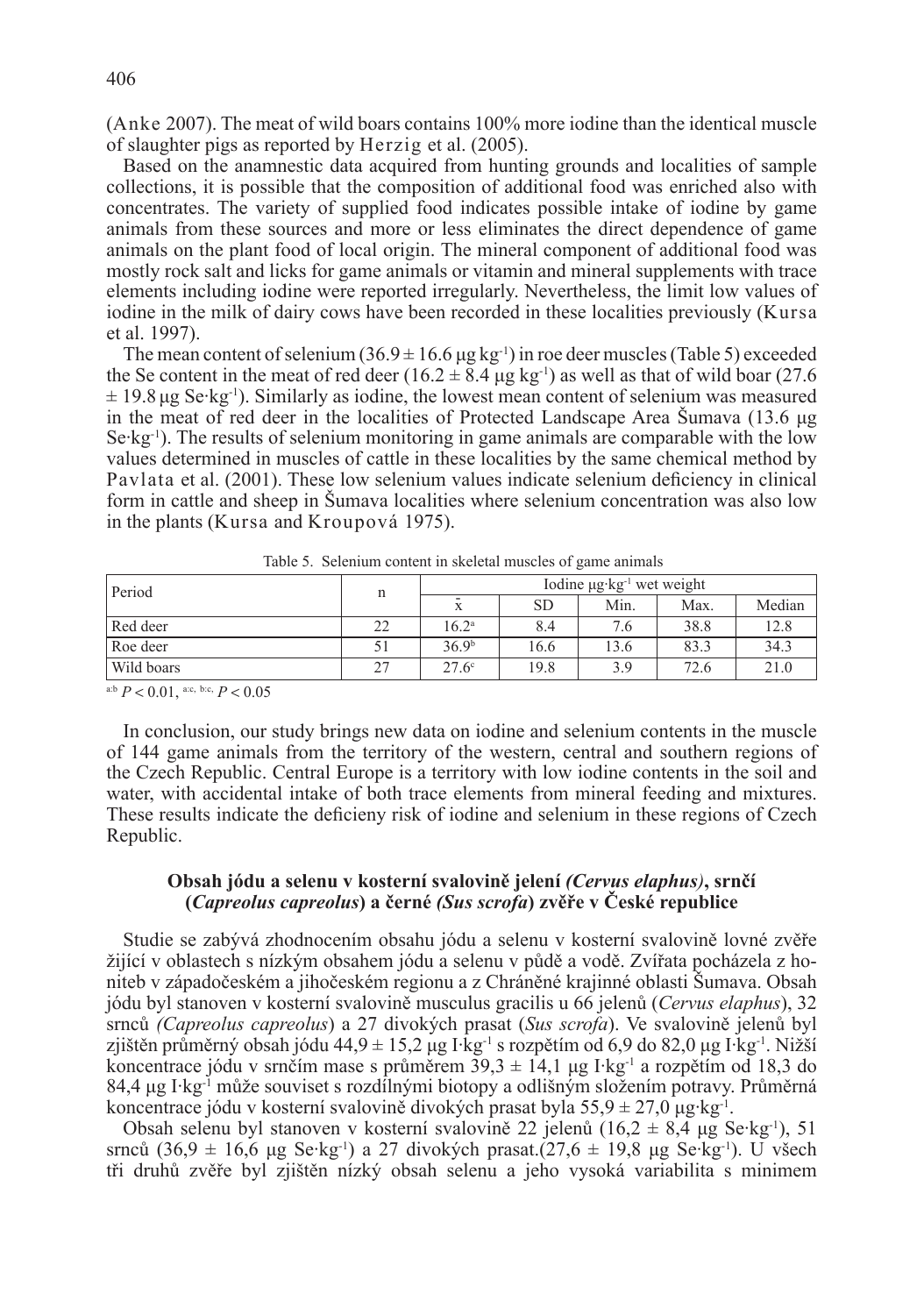(Anke 2007). The meat of wild boars contains 100% more iodine than the identical muscle of slaughter pigs as reported by Herzig et al. (2005).

Based on the anamnestic data acquired from hunting grounds and localities of sample collections, it is possible that the composition of additional food was enriched also with concentrates. The variety of supplied food indicates possible intake of iodine by game animals from these sources and more or less eliminates the direct dependence of game animals on the plant food of local origin. The mineral component of additional food was mostly rock salt and licks for game animals or vitamin and mineral supplements with trace elements including iodine were reported irregularly. Nevertheless, the limit low values of iodine in the milk of dairy cows have been recorded in these localities previously (Kursa et al. 1997).

The mean content of selenium ($36.9 \pm 16.6$ µg kg$^{-1}$) in roe deer muscles (Table 5) exceeded the Se content in the meat of red deer ($16.2 \pm 8.4$ µg kg$^{-1}$) as well as that of wild boar ($27.6 \pm 19.8$ µg Se·kg$^{-1}$). Similarly as iodine, the lowest mean content of selenium was measured in the meat of red deer in the localities of Protected Landscape Area Šumava (13.6 µg Se·kg$^{-1}$). The results of selenium monitoring in game animals are comparable with the low values determined in muscles of cattle in these localities by the same chemical method by Pavlata et al. (2001). These low selenium values indicate selenium deficiency in clinical form in cattle and sheep in Šumava localities where selenium concentration was also low in the plants (Kursa and Kroupová 1975).

Table 5. Selenium content in skeletal muscles of game animals

| Period | n | Iodine µg·kg$^{-1}$ wet weight | | | | |
|---|---|---|---|---|---|---|
| | | $\bar{x}$ | SD | Min. | Max. | Median |
| Red deer | 22 | 16.2[a] | 8.4 | 7.6 | 38.8 | 12.8 |
| Roe deer | 51 | 36.9[b] | 16.6 | 13.6 | 83.3 | 34.3 |
| Wild boars | 27 | 27.6[c] | 19.8 | 3.9 | 72.6 | 21.0 |

[a:b] $P < 0.01$, [a:c, b:c] $P < 0.05$

In conclusion, our study brings new data on iodine and selenium contents in the muscle of 144 game animals from the territory of the western, central and southern regions of the Czech Republic. Central Europe is a territory with low iodine contents in the soil and water, with accidental intake of both trace elements from mineral feeding and mixtures. These results indicate the deficieny risk of iodine and selenium in these regions of Czech Republic.

### Obsah jódu a selenu v kosterní svalovině jelení *(Cervus elaphus)*, srnčí (*Capreolus capreolus*) a černé *(Sus scrofa*) zvěře v České republice

Studie se zabývá zhodnocením obsahu jódu a selenu v kosterní svalovině lovné zvěře žijící v oblastech s nízkým obsahem jódu a selenu v půdě a vodě. Zvířata pocházela z honiteb v západočeském a jihočeském regionu a z Chráněné krajinné oblasti Šumava. Obsah jódu byl stanoven v kosterní svalovině musculus gracilis u 66 jelenů (*Cervus elaphus*), 32 srnců *(Capreolus capreolus*) a 27 divokých prasat (*Sus scrofa*). Ve svalovině jelenů byl zjištěn průměrný obsah jódu 44,9 ± 15,2 µg I·kg$^{-1}$ s rozpětím od 6,9 do 82,0 µg I·kg$^{-1}$. Nižší koncentrace jódu v srnčím mase s průměrem 39,3 ± 14,1 µg I·kg$^{-1}$ a rozpětím od 18,3 do 84,4 µg I·kg$^{-1}$ může souviset s rozdílnými biotopy a odlišným složením potravy. Průměrná koncentrace jódu v kosterní svalovině divokých prasat byla 55,9 ± 27,0 µg·kg$^{-1}$.

Obsah selenu byl stanoven v kosterní svalovině 22 jelenů (16,2 ± 8,4 µg Se·kg$^{-1}$), 51 srnců (36,9 ± 16,6 µg Se·kg$^{-1}$) a 27 divokých prasat.(27,6 ± 19,8 µg Se·kg$^{-1}$). U všech tří druhů zvěře byl zjištěn nízký obsah selenu a jeho vysoká variabilita s minimem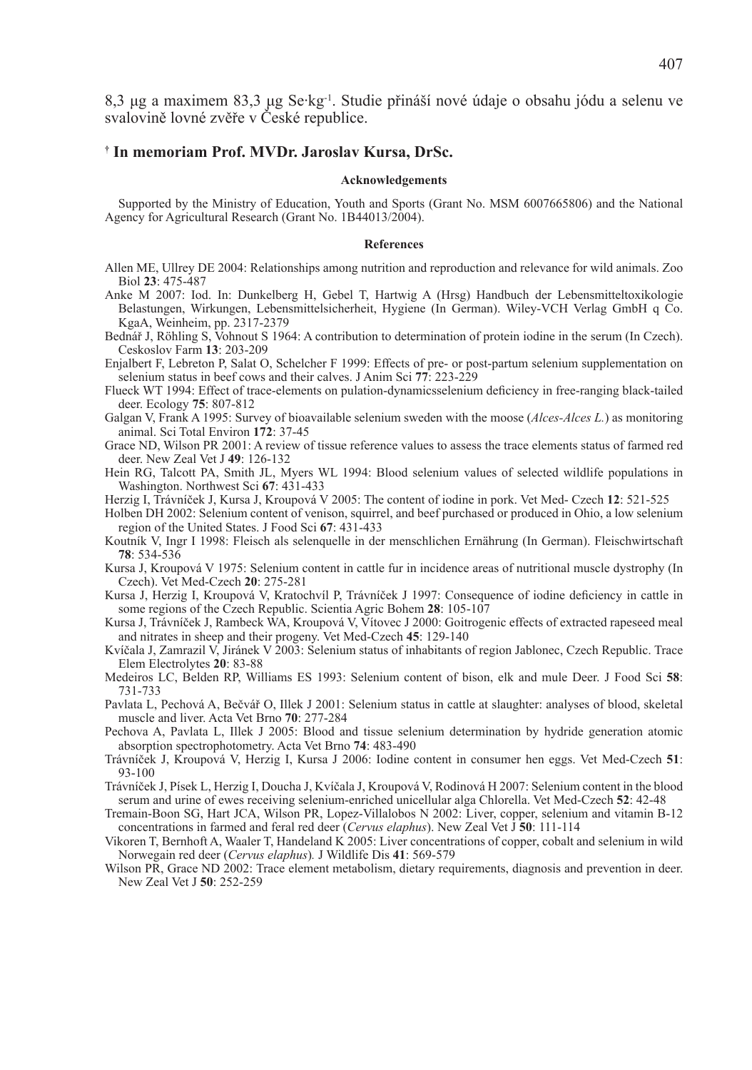8,3 μg a maximem 83,3 μg Se·kg$^{-1}$. Studie přináší nové údaje o obsahu jódu a selenu ve svalovině lovné zvěře v České republice.

### † In memoriam Prof. MVDr. Jaroslav Kursa, DrSc.

#### Acknowledgements

Supported by the Ministry of Education, Youth and Sports (Grant No. MSM 6007665806) and the National Agency for Agricultural Research (Grant No. 1B44013/2004).

#### References

Allen ME, Ullrey DE 2004: Relationships among nutrition and reproduction and relevance for wild animals. Zoo Biol **23**: 475-487

Anke M 2007: Iod. In: Dunkelberg H, Gebel T, Hartwig A (Hrsg) Handbuch der Lebensmitteltoxikologie Belastungen, Wirkungen, Lebensmittelsicherheit, Hygiene (In German). Wiley-VCH Verlag GmbH q Co. KgaA, Weinheim, pp. 2317-2379

Bednář J, Röhling S, Vohnout S 1964: A contribution to determination of protein iodine in the serum (In Czech). Ceskoslov Farm **13**: 203-209

Enjalbert F, Lebreton P, Salat O, Schelcher F 1999: Effects of pre- or post-partum selenium supplementation on selenium status in beef cows and their calves. J Anim Sci **77**: 223-229

Flueck WT 1994: Effect of trace-elements on pulation-dynamicsselenium deficiency in free-ranging black-tailed deer. Ecology **75**: 807-812

Galgan V, Frank A 1995: Survey of bioavailable selenium sweden with the moose (*Alces-Alces L.*) as monitoring animal. Sci Total Environ **172**: 37-45

Grace ND, Wilson PR 2001: A review of tissue reference values to assess the trace elements status of farmed red deer. New Zeal Vet J **49**: 126-132

Hein RG, Talcott PA, Smith JL, Myers WL 1994: Blood selenium values of selected wildlife populations in Washington. Northwest Sci **67**: 431-433

Herzig I, Trávníček J, Kursa J, Kroupová V 2005: The content of iodine in pork. Vet Med- Czech **12**: 521-525

Holben DH 2002: Selenium content of venison, squirrel, and beef purchased or produced in Ohio, a low selenium region of the United States. J Food Sci **67**: 431-433

Koutník V, Ingr I 1998: Fleisch als selenquelle in der menschlichen Ernährung (In German). Fleischwirtschaft **78**: 534-536

Kursa J, Kroupová V 1975: Selenium content in cattle fur in incidence areas of nutritional muscle dystrophy (In Czech). Vet Med-Czech **20**: 275-281

Kursa J, Herzig I, Kroupová V, Kratochvíl P, Trávníček J 1997: Consequence of iodine deficiency in cattle in some regions of the Czech Republic. Scientia Agric Bohem **28**: 105-107

Kursa J, Trávníček J, Rambeck WA, Kroupová V, Vítovec J 2000: Goitrogenic effects of extracted rapeseed meal and nitrates in sheep and their progeny. Vet Med-Czech **45**: 129-140

Kvíčala J, Zamrazil V, Jiránek V 2003: Selenium status of inhabitants of region Jablonec, Czech Republic. Trace Elem Electrolytes **20**: 83-88

Medeiros LC, Belden RP, Williams ES 1993: Selenium content of bison, elk and mule Deer. J Food Sci **58**: 731-733

Pavlata L, Pechová A, Bečvář O, Illek J 2001: Selenium status in cattle at slaughter: analyses of blood, skeletal muscle and liver. Acta Vet Brno **70**: 277-284

Pechova A, Pavlata L, Illek J 2005: Blood and tissue selenium determination by hydride generation atomic absorption spectrophotometry. Acta Vet Brno **74**: 483-490

Trávníček J, Kroupová V, Herzig I, Kursa J 2006: Iodine content in consumer hen eggs. Vet Med-Czech **51**: 93-100

Trávníček J, Písek L, Herzig I, Doucha J, Kvíčala J, Kroupová V, Rodinová H 2007: Selenium content in the blood serum and urine of ewes receiving selenium-enriched unicellular alga Chlorella. Vet Med-Czech **52**: 42-48

Tremain-Boon SG, Hart JCA, Wilson PR, Lopez-Villalobos N 2002: Liver, copper, selenium and vitamin B-12 concentrations in farmed and feral red deer (*Cervus elaphus*). New Zeal Vet J **50**: 111-114

Vikoren T, Bernhoft A, Waaler T, Handeland K 2005: Liver concentrations of copper, cobalt and selenium in wild Norwegain red deer (*Cervus elaphus*). J Wildlife Dis **41**: 569-579

Wilson PR, Grace ND 2002: Trace element metabolism, dietary requirements, diagnosis and prevention in deer. New Zeal Vet J **50**: 252-259